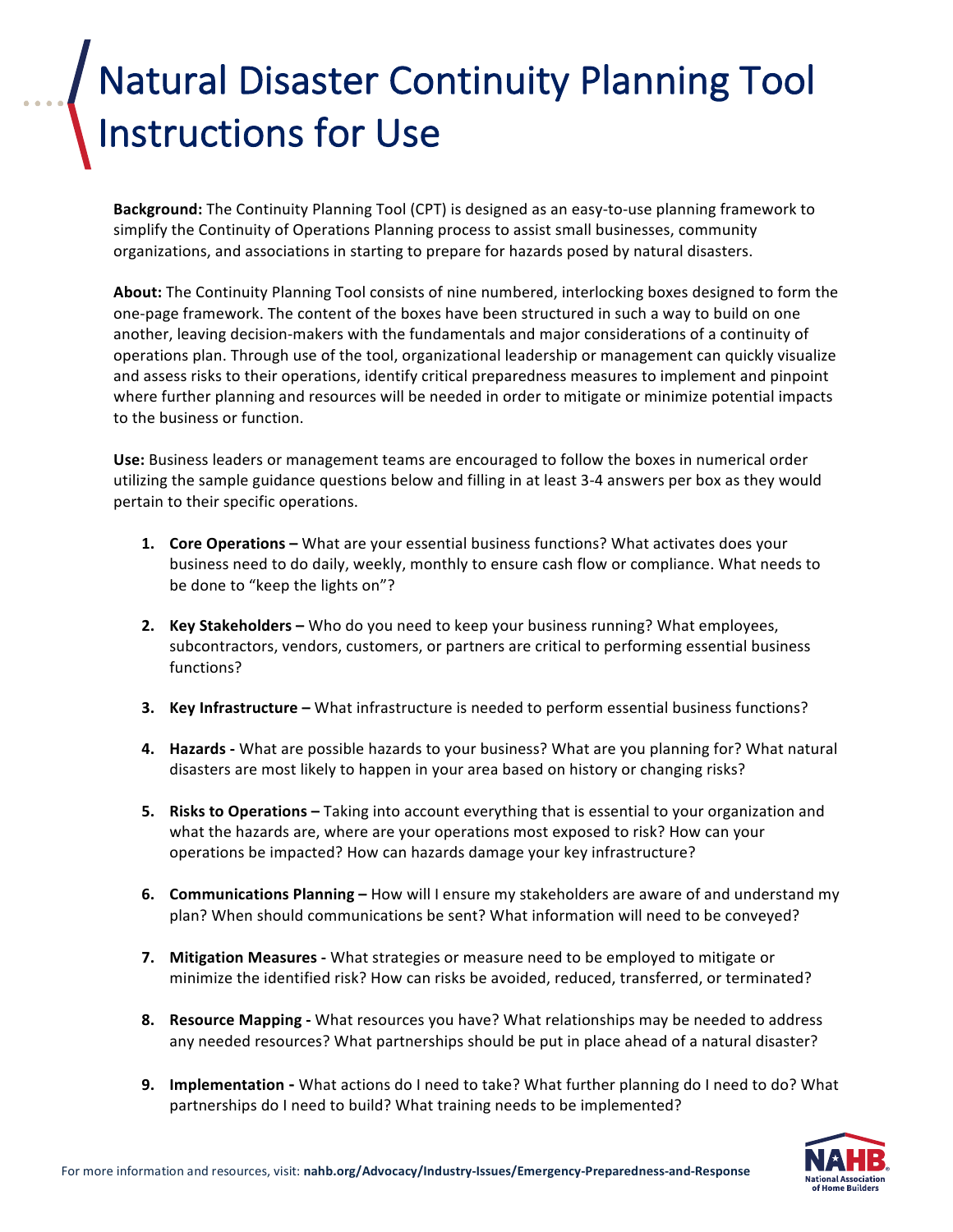# Natural Disaster Continuity Planning Tool Instructions for Use

**Background:** The Continuity Planning Tool (CPT) is designed as an easy-to-use planning framework to simplify the Continuity of Operations Planning process to assist small businesses, community organizations, and associations in starting to prepare for hazards posed by natural disasters.

**About:** The Continuity Planning Tool consists of nine numbered, interlocking boxes designed to form the one-page framework. The content of the boxes have been structured in such a way to build on one another, leaving decision-makers with the fundamentals and major considerations of a continuity of operations plan. Through use of the tool, organizational leadership or management can quickly visualize and assess risks to their operations, identify critical preparedness measures to implement and pinpoint where further planning and resources will be needed in order to mitigate or minimize potential impacts to the business or function.

**Use:** Business leaders or management teams are encouraged to follow the boxes in numerical order utilizing the sample guidance questions below and filling in at least 3-4 answers per box as they would pertain to their specific operations.

1. **Core Operations –** What are your essential business functions? What activates does your business need to do daily, weekly, monthly to ensure cash flow or compliance. What needs to be done to "keep the lights on"?
2. **Key Stakeholders –** Who do you need to keep your business running? What employees, subcontractors, vendors, customers, or partners are critical to performing essential business functions?
3. **Key Infrastructure –** What infrastructure is needed to perform essential business functions?
4. **Hazards -** What are possible hazards to your business? What are you planning for? What natural disasters are most likely to happen in your area based on history or changing risks?
5. **Risks to Operations –** Taking into account everything that is essential to your organization and what the hazards are, where are your operations most exposed to risk? How can your operations be impacted? How can hazards damage your key infrastructure?
6. **Communications Planning –** How will I ensure my stakeholders are aware of and understand my plan? When should communications be sent? What information will need to be conveyed?
7. **Mitigation Measures -** What strategies or measure need to be employed to mitigate or minimize the identified risk? How can risks be avoided, reduced, transferred, or terminated?
8. **Resource Mapping -** What resources you have? What relationships may be needed to address any needed resources? What partnerships should be put in place ahead of a natural disaster?
9. **Implementation -** What actions do I need to take? What further planning do I need to do? What partnerships do I need to build? What training needs to be implemented?

For more information and resources, visit: **nahb.org/Advocacy/Industry-Issues/Emergency-Preparedness-and-Response**

NAHB National Association of Home Builders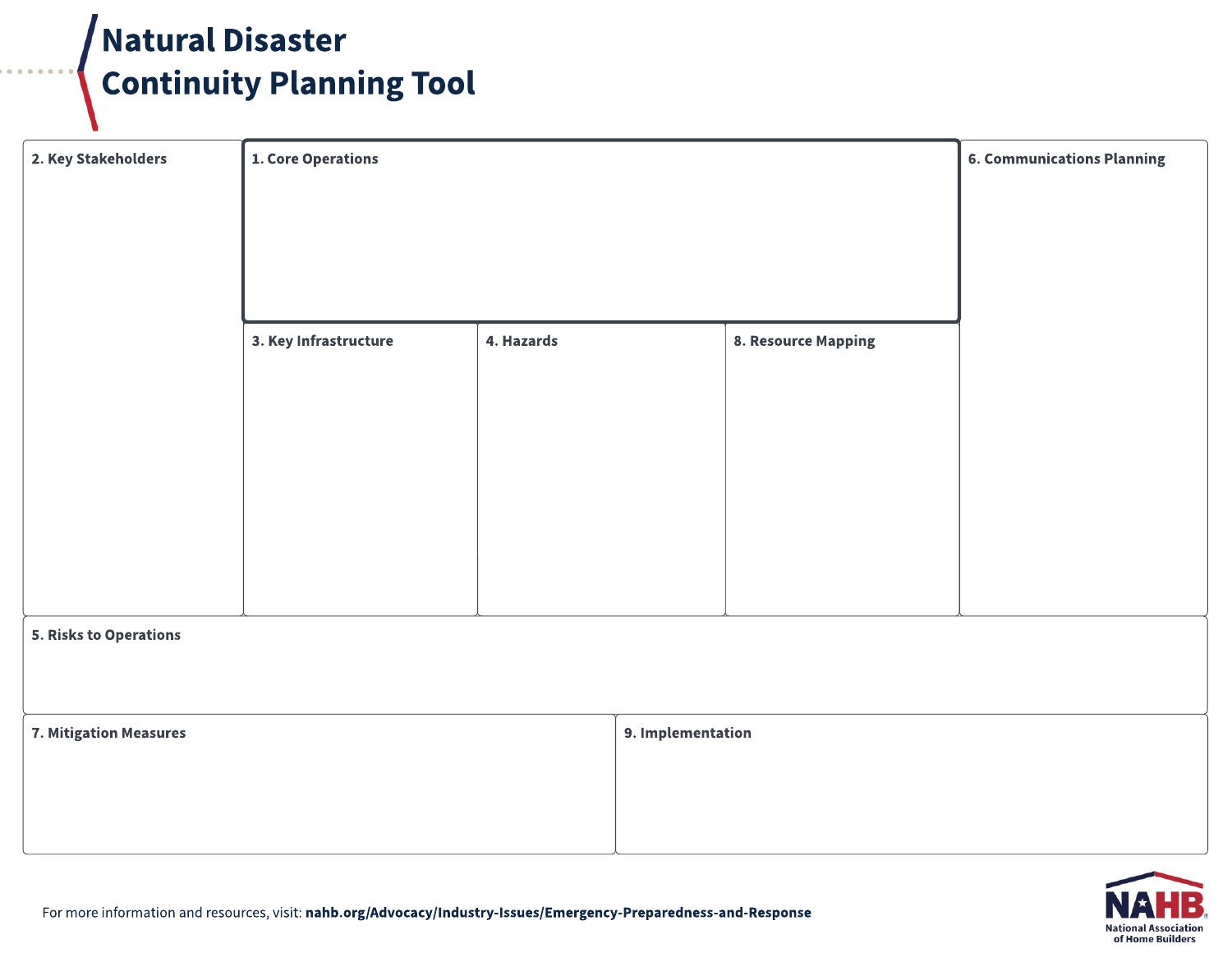# Natural Disaster Continuity Planning Tool

**2. Key Stakeholders**

**1. Core Operations**

**6. Communications Planning**

**3. Key Infrastructure**

**4. Hazards**

**8. Resource Mapping**

**5. Risks to Operations**

**7. Mitigation Measures**

**9. Implementation**

For more information and resources, visit: **nahb.org/Advocacy/Industry-Issues/Emergency-Preparedness-and-Response**

NAHB
National Association of Home Builders